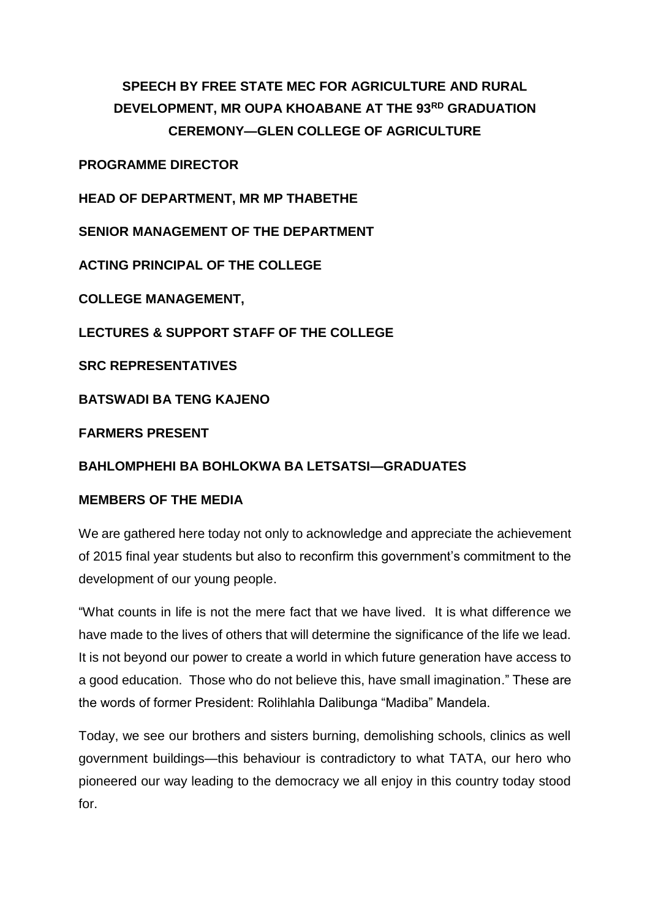# SPEECH BY FREE STATE MEC FOR AGRICULTURE AND RURAL DEVELOPMENT, MR OUPA KHOABANE AT THE 93RD GRADUATION CEREMONY—GLEN COLLEGE OF AGRICULTURE

**PROGRAMME DIRECTOR**

**HEAD OF DEPARTMENT, MR MP THABETHE**

**SENIOR MANAGEMENT OF THE DEPARTMENT**

**ACTING PRINCIPAL OF THE COLLEGE**

**COLLEGE MANAGEMENT,**

**LECTURES & SUPPORT STAFF OF THE COLLEGE**

**SRC REPRESENTATIVES**

**BATSWADI BA TENG KAJENO**

**FARMERS PRESENT**

**BAHLOMPHEHI BA BOHLOKWA BA LETSATSI—GRADUATES**

**MEMBERS OF THE MEDIA**

We are gathered here today not only to acknowledge and appreciate the achievement of 2015 final year students but also to reconfirm this government's commitment to the development of our young people.

"What counts in life is not the mere fact that we have lived. It is what difference we have made to the lives of others that will determine the significance of the life we lead. It is not beyond our power to create a world in which future generation have access to a good education. Those who do not believe this, have small imagination." These are the words of former President: Rolihlahla Dalibunga "Madiba" Mandela.

Today, we see our brothers and sisters burning, demolishing schools, clinics as well government buildings—this behaviour is contradictory to what TATA, our hero who pioneered our way leading to the democracy we all enjoy in this country today stood for.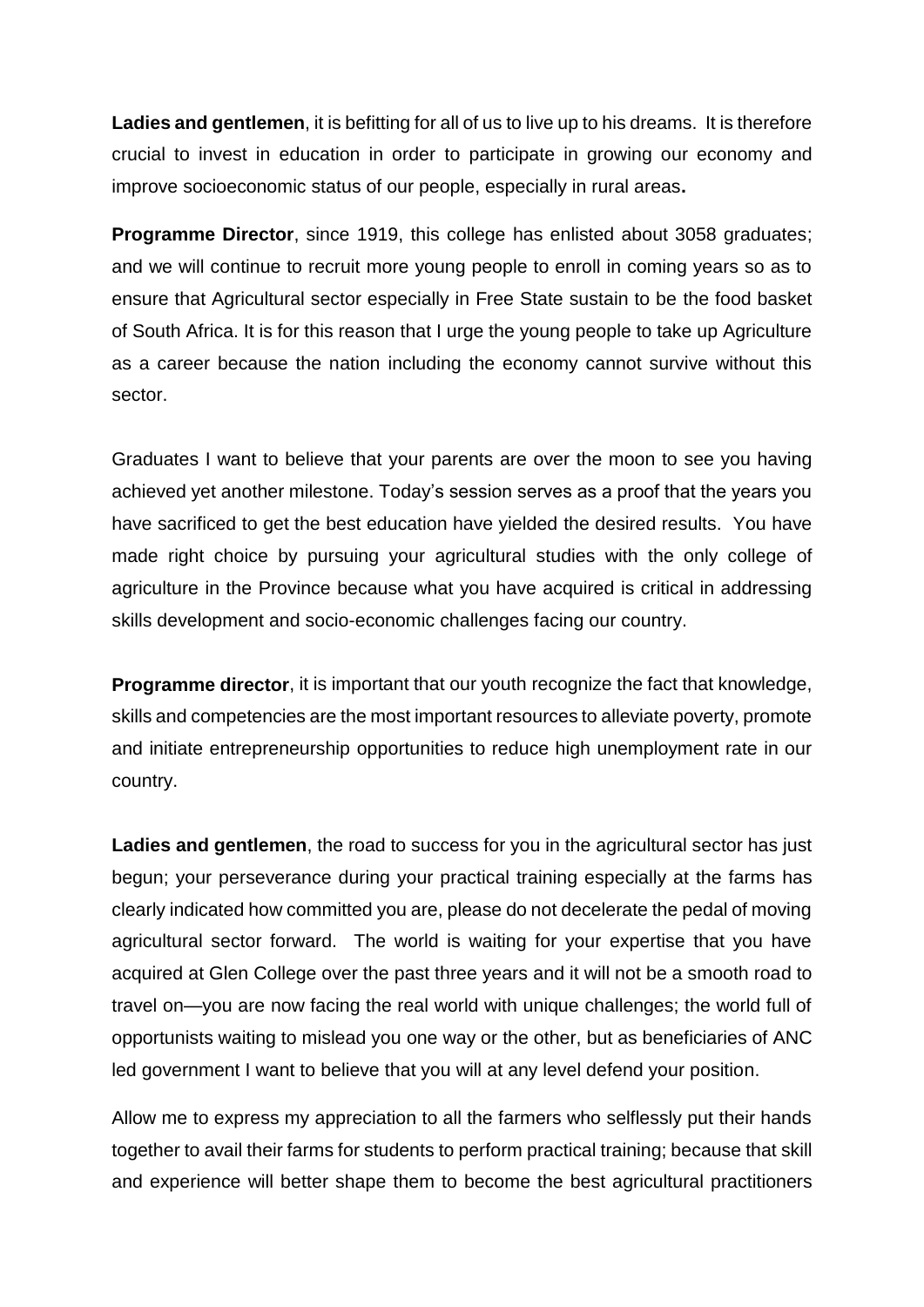**Ladies and gentlemen**, it is befitting for all of us to live up to his dreams. It is therefore crucial to invest in education in order to participate in growing our economy and improve socioeconomic status of our people, especially in rural areas**.**

**Programme Director**, since 1919, this college has enlisted about 3058 graduates; and we will continue to recruit more young people to enroll in coming years so as to ensure that Agricultural sector especially in Free State sustain to be the food basket of South Africa. It is for this reason that I urge the young people to take up Agriculture as a career because the nation including the economy cannot survive without this sector.

Graduates I want to believe that your parents are over the moon to see you having achieved yet another milestone. Today's session serves as a proof that the years you have sacrificed to get the best education have yielded the desired results. You have made right choice by pursuing your agricultural studies with the only college of agriculture in the Province because what you have acquired is critical in addressing skills development and socio-economic challenges facing our country.

**Programme director**, it is important that our youth recognize the fact that knowledge, skills and competencies are the most important resources to alleviate poverty, promote and initiate entrepreneurship opportunities to reduce high unemployment rate in our country.

**Ladies and gentlemen**, the road to success for you in the agricultural sector has just begun; your perseverance during your practical training especially at the farms has clearly indicated how committed you are, please do not decelerate the pedal of moving agricultural sector forward. The world is waiting for your expertise that you have acquired at Glen College over the past three years and it will not be a smooth road to travel on—you are now facing the real world with unique challenges; the world full of opportunists waiting to mislead you one way or the other, but as beneficiaries of ANC led government I want to believe that you will at any level defend your position.

Allow me to express my appreciation to all the farmers who selflessly put their hands together to avail their farms for students to perform practical training; because that skill and experience will better shape them to become the best agricultural practitioners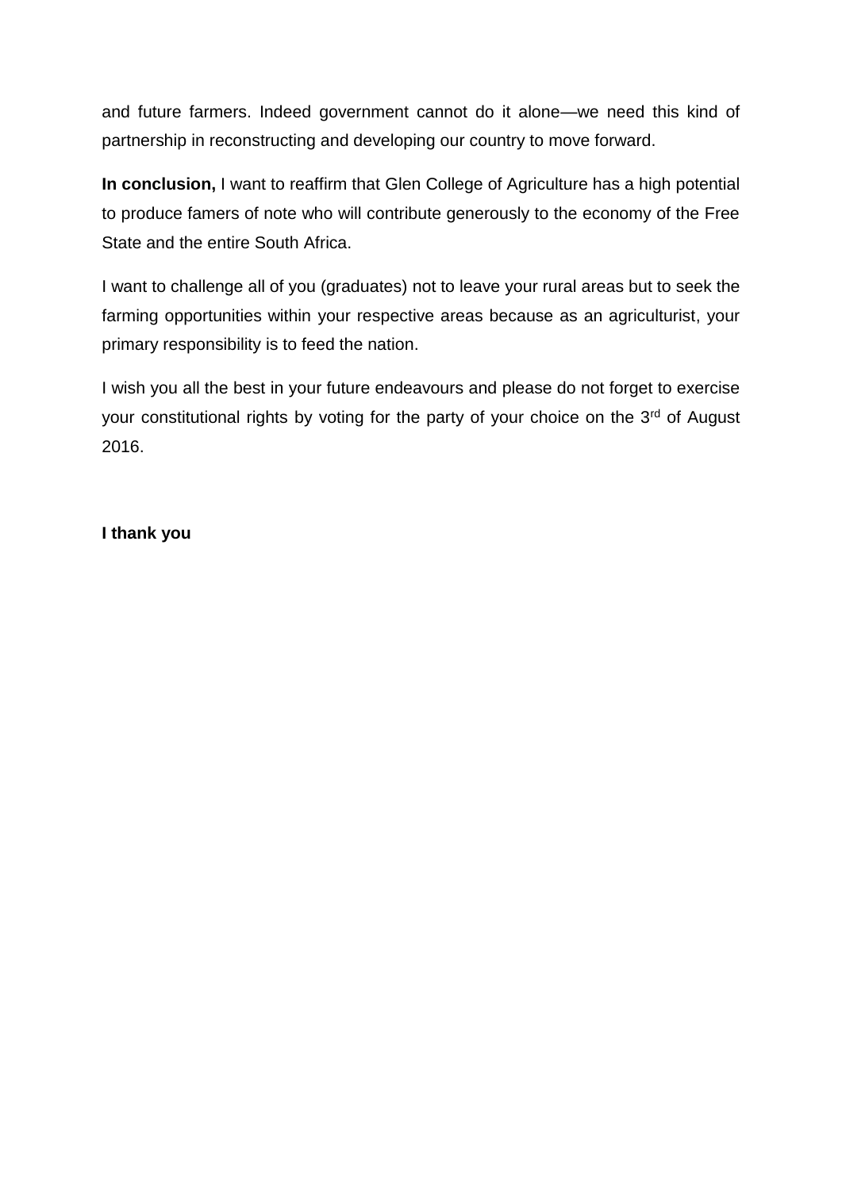and future farmers. Indeed government cannot do it alone—we need this kind of partnership in reconstructing and developing our country to move forward.

**In conclusion,** I want to reaffirm that Glen College of Agriculture has a high potential to produce famers of note who will contribute generously to the economy of the Free State and the entire South Africa.

I want to challenge all of you (graduates) not to leave your rural areas but to seek the farming opportunities within your respective areas because as an agriculturist, your primary responsibility is to feed the nation.

I wish you all the best in your future endeavours and please do not forget to exercise your constitutional rights by voting for the party of your choice on the 3rd of August 2016.

**I thank you**